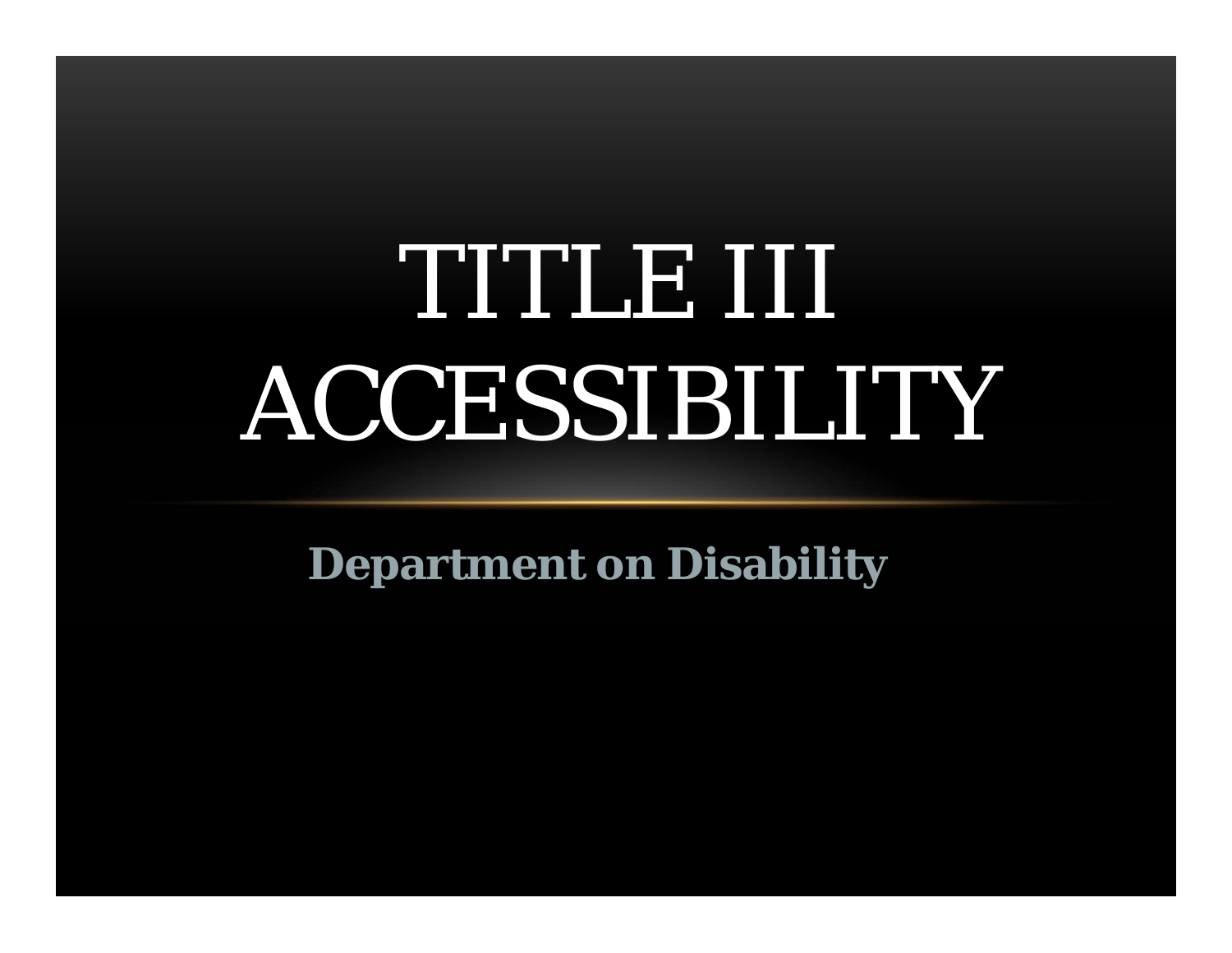# TITLE III ACCESSIBILITY

**Department on Disability**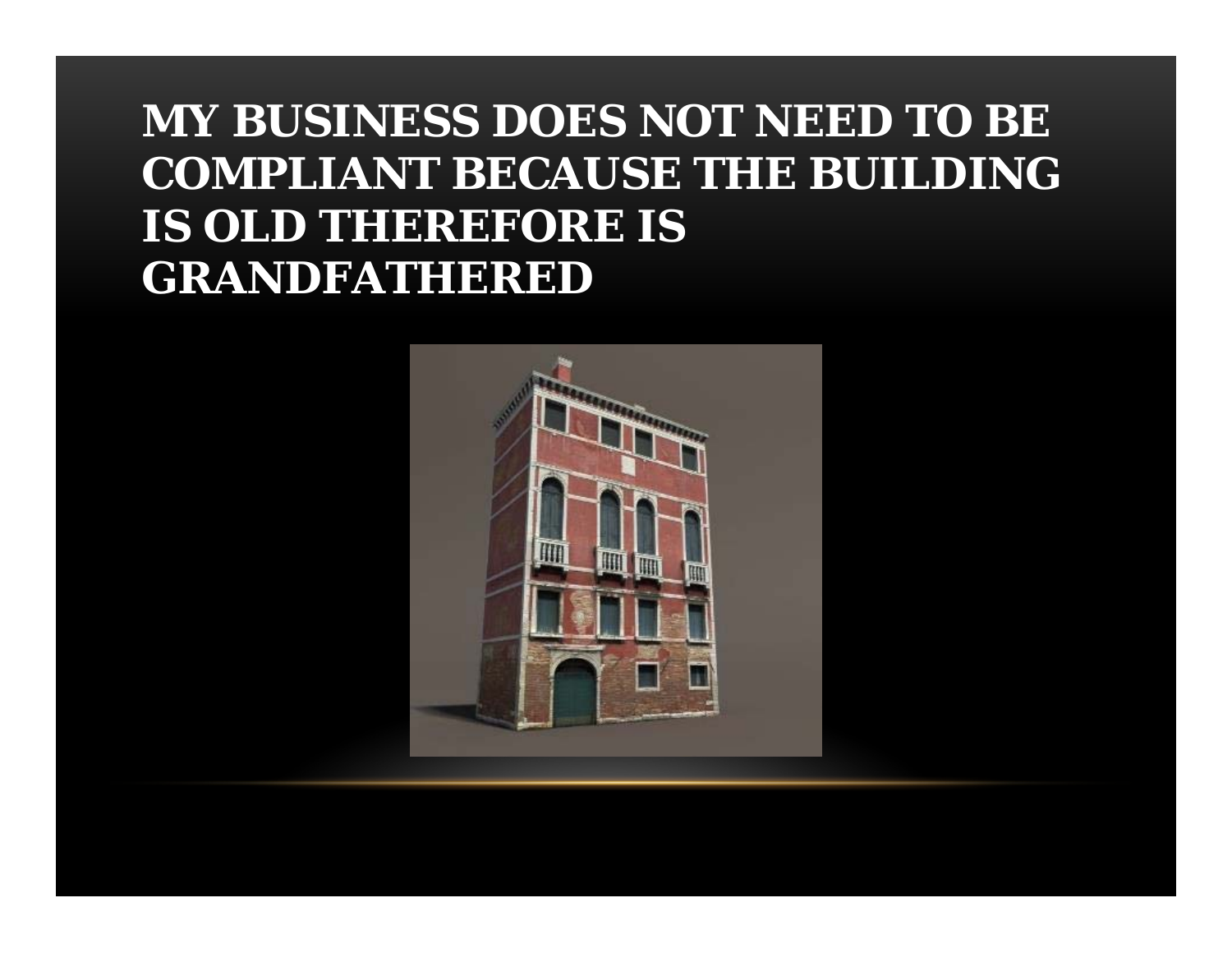# MY BUSINESS DOES NOT NEED TO BE COMPLIANT BECAUSE THE BUILDING IS OLD THEREFORE IS GRANDFATHERED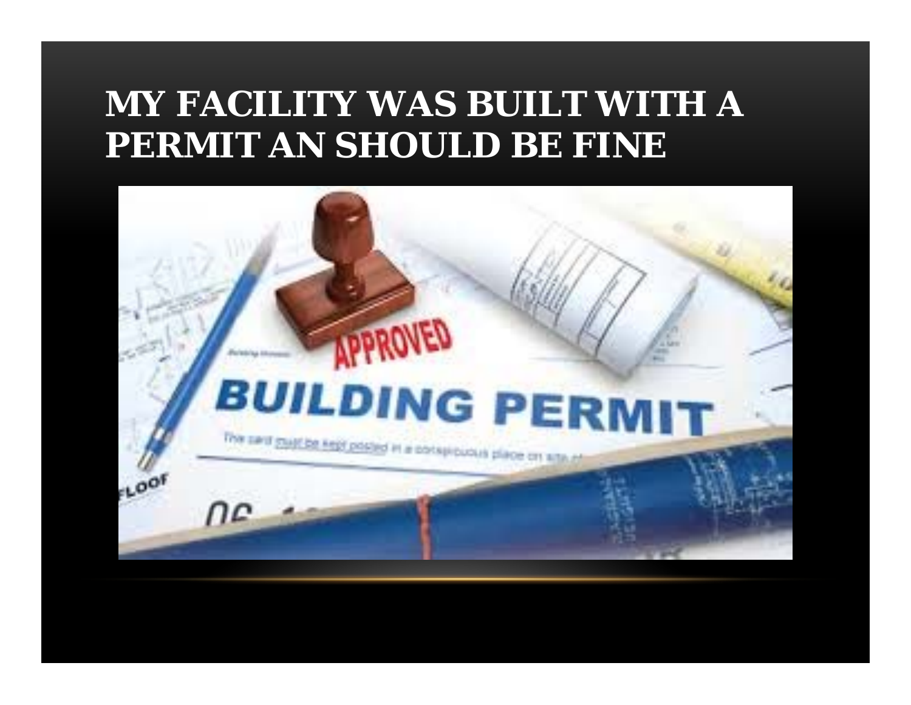# MY FACILITY WAS BUILT WITH A PERMIT AN SHOULD BE FINE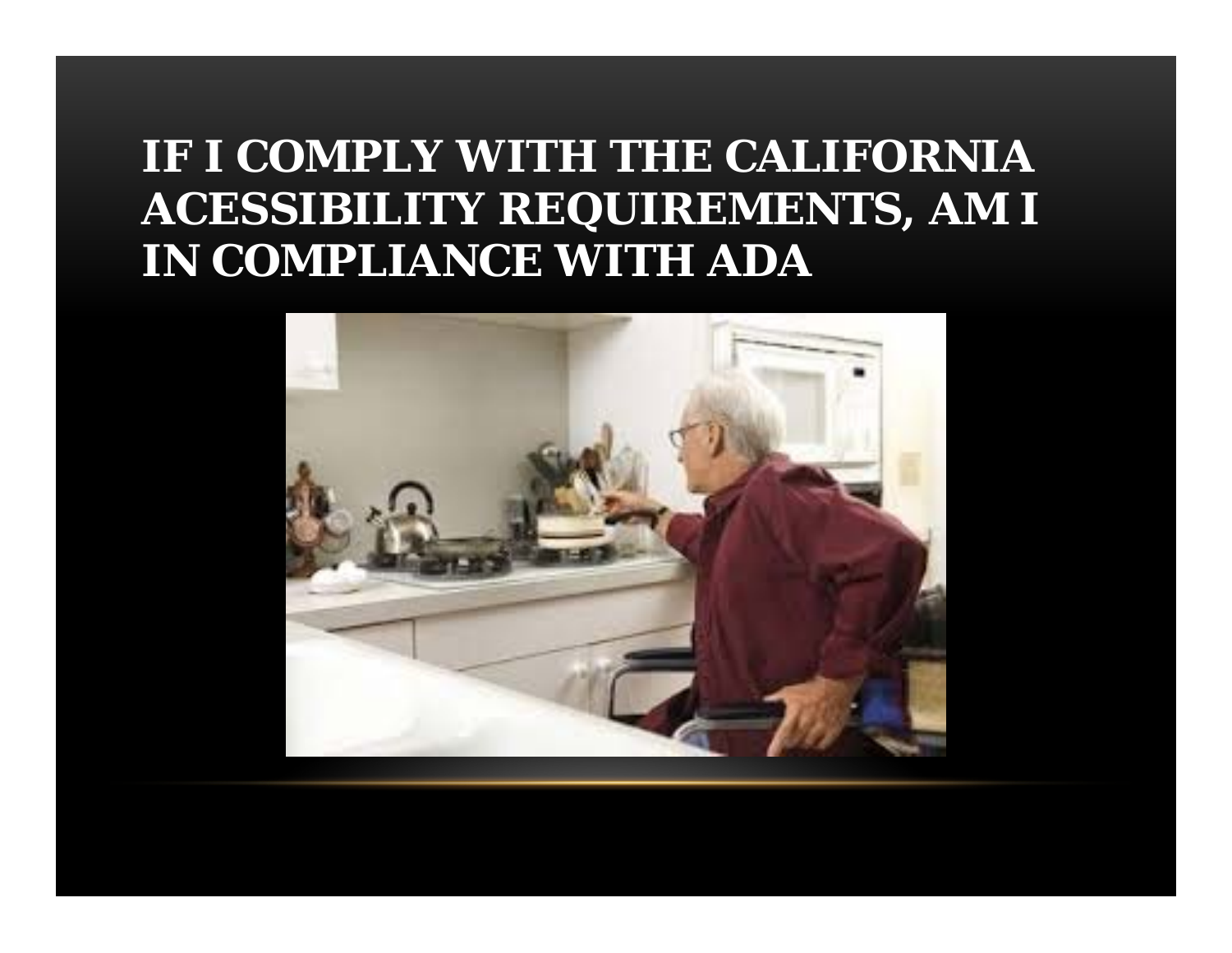# IF I COMPLY WITH THE CALIFORNIA ACESSIBILITY REQUIREMENTS, AM I IN COMPLIANCE WITH ADA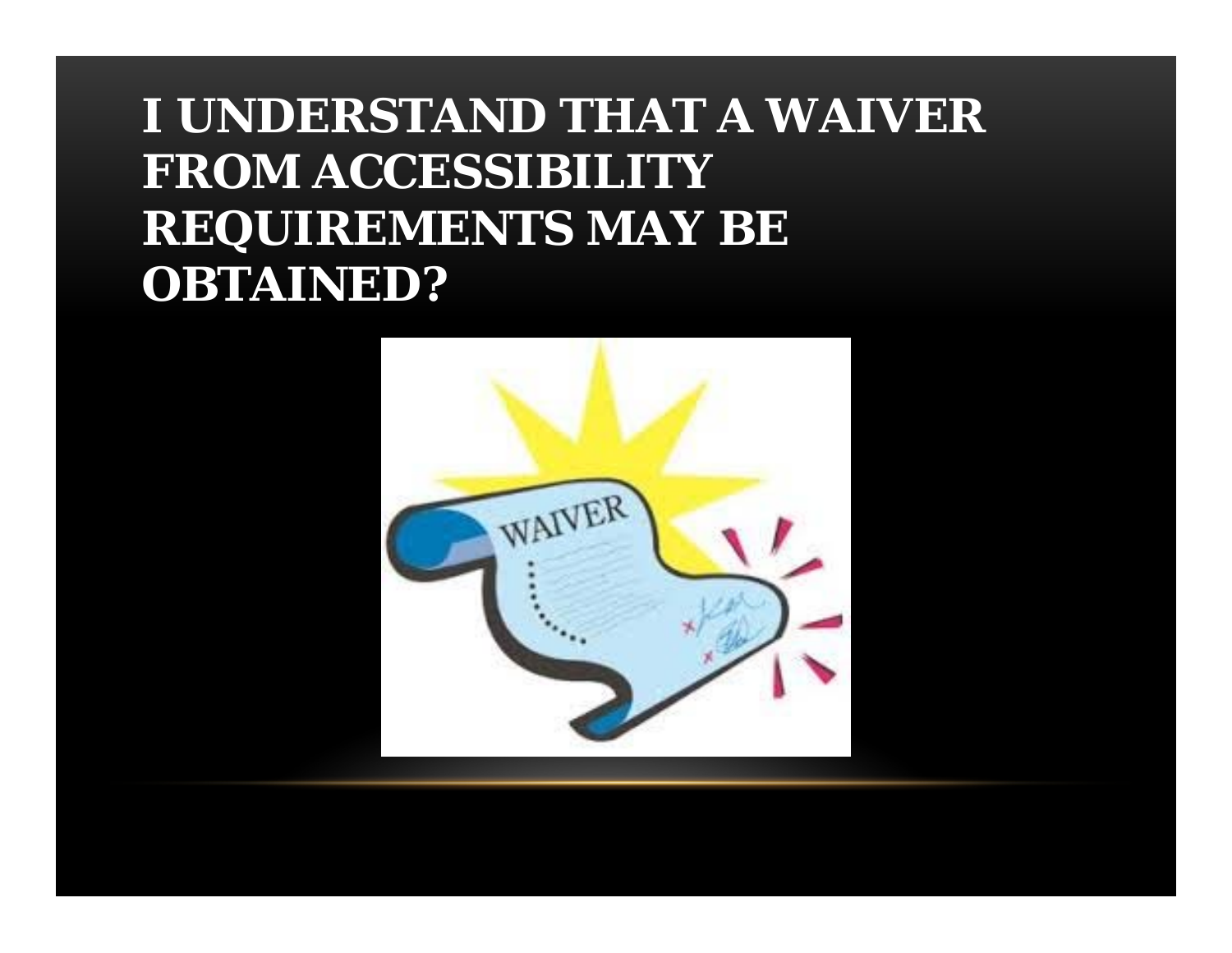# I UNDERSTAND THAT A WAIVER FROM ACCESSIBILITY REQUIREMENTS MAY BE OBTAINED?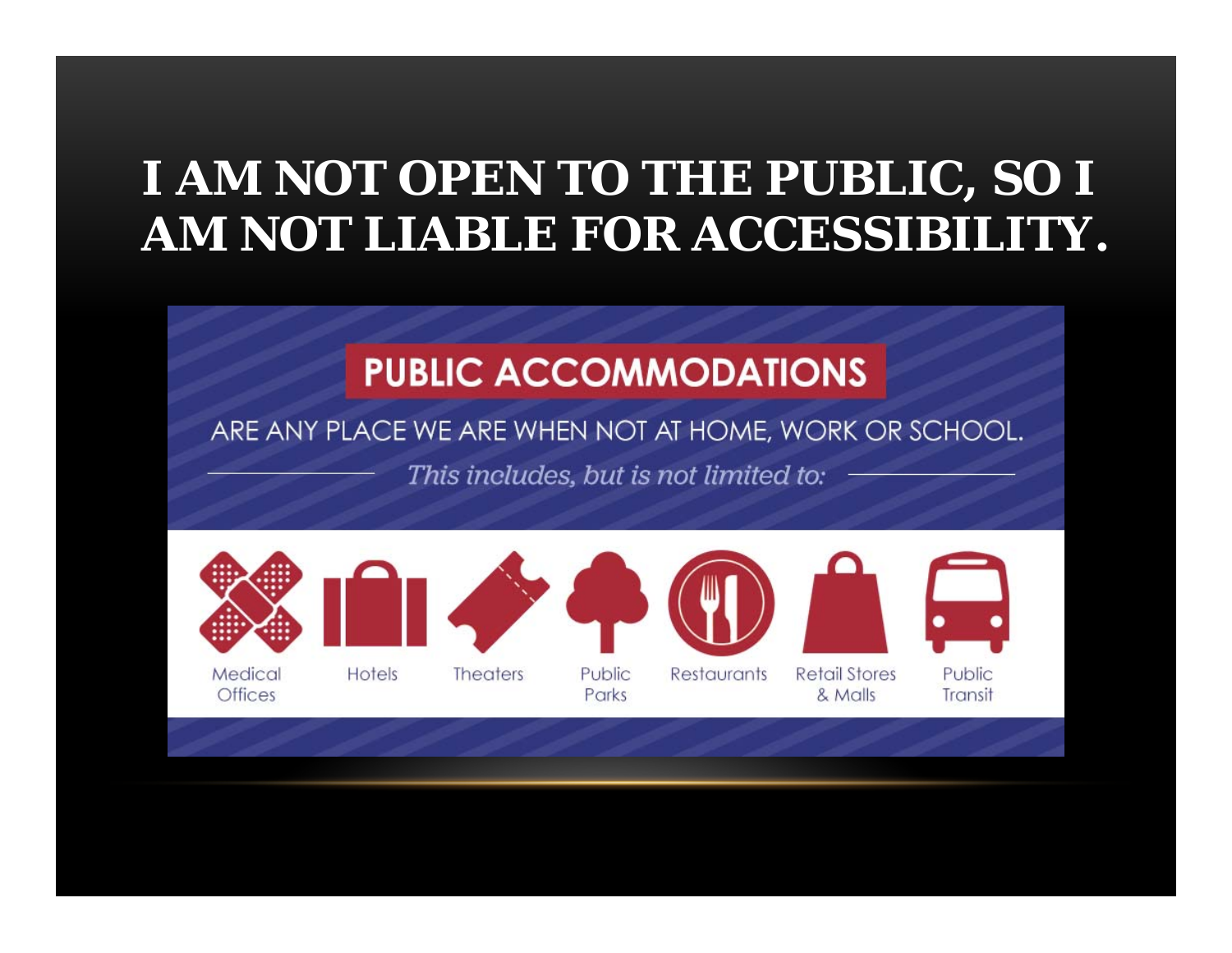# I AM NOT OPEN TO THE PUBLIC, SO I AM NOT LIABLE FOR ACCESSIBILITY.

## PUBLIC ACCOMMODATIONS

ARE ANY PLACE WE ARE WHEN NOT AT HOME, WORK OR SCHOOL.

*This includes, but is not limited to:*

- Medical Offices
- Hotels
- Theaters
- Public Parks
- Restaurants
- Retail Stores & Malls
- Public Transit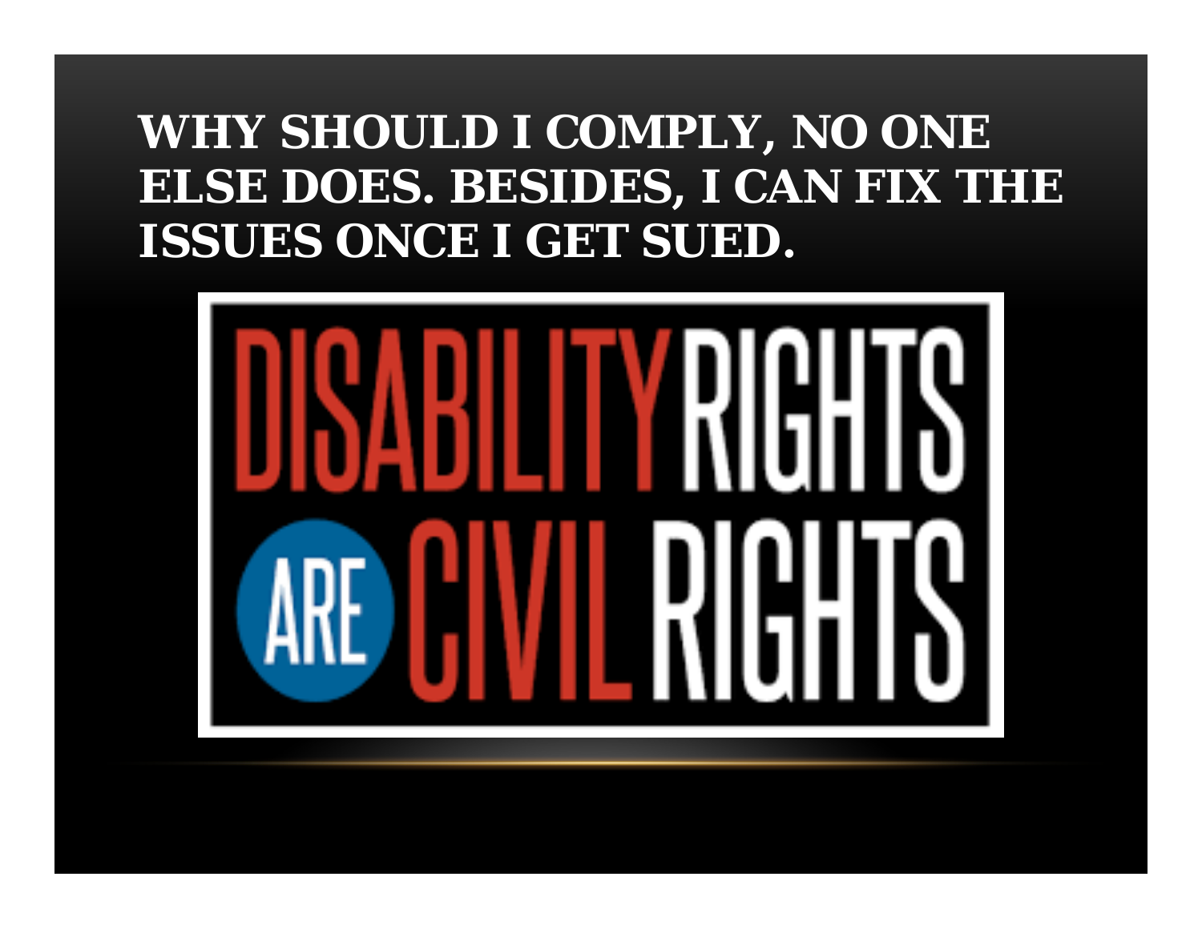# WHY SHOULD I COMPLY, NO ONE ELSE DOES. BESIDES, I CAN FIX THE ISSUES ONCE I GET SUED.

DISABILITY RIGHTS ARE CIVIL RIGHTS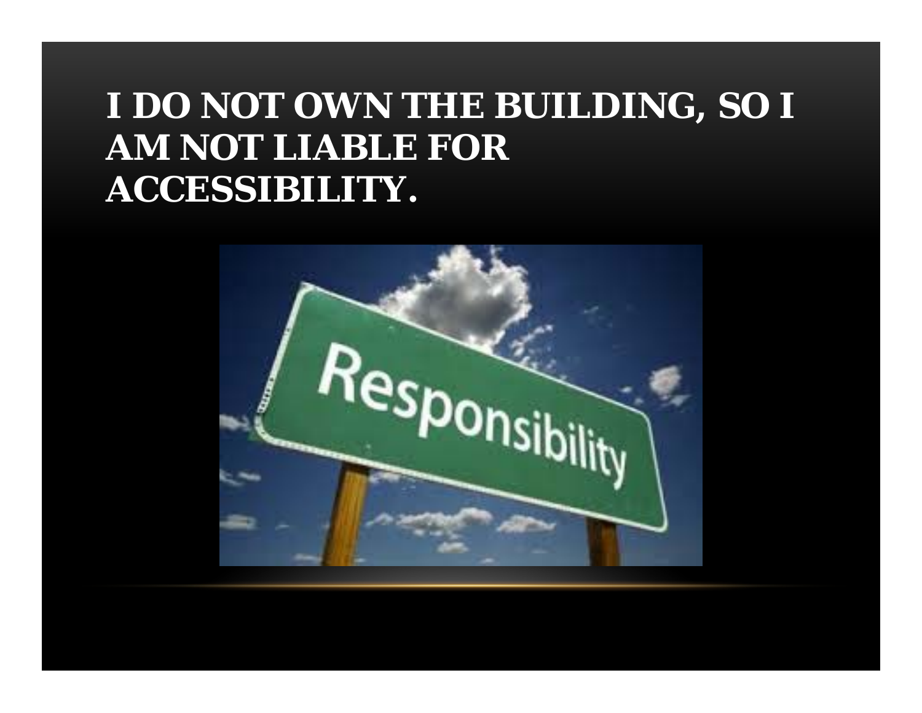# I DO NOT OWN THE BUILDING, SO I AM NOT LIABLE FOR ACCESSIBILITY.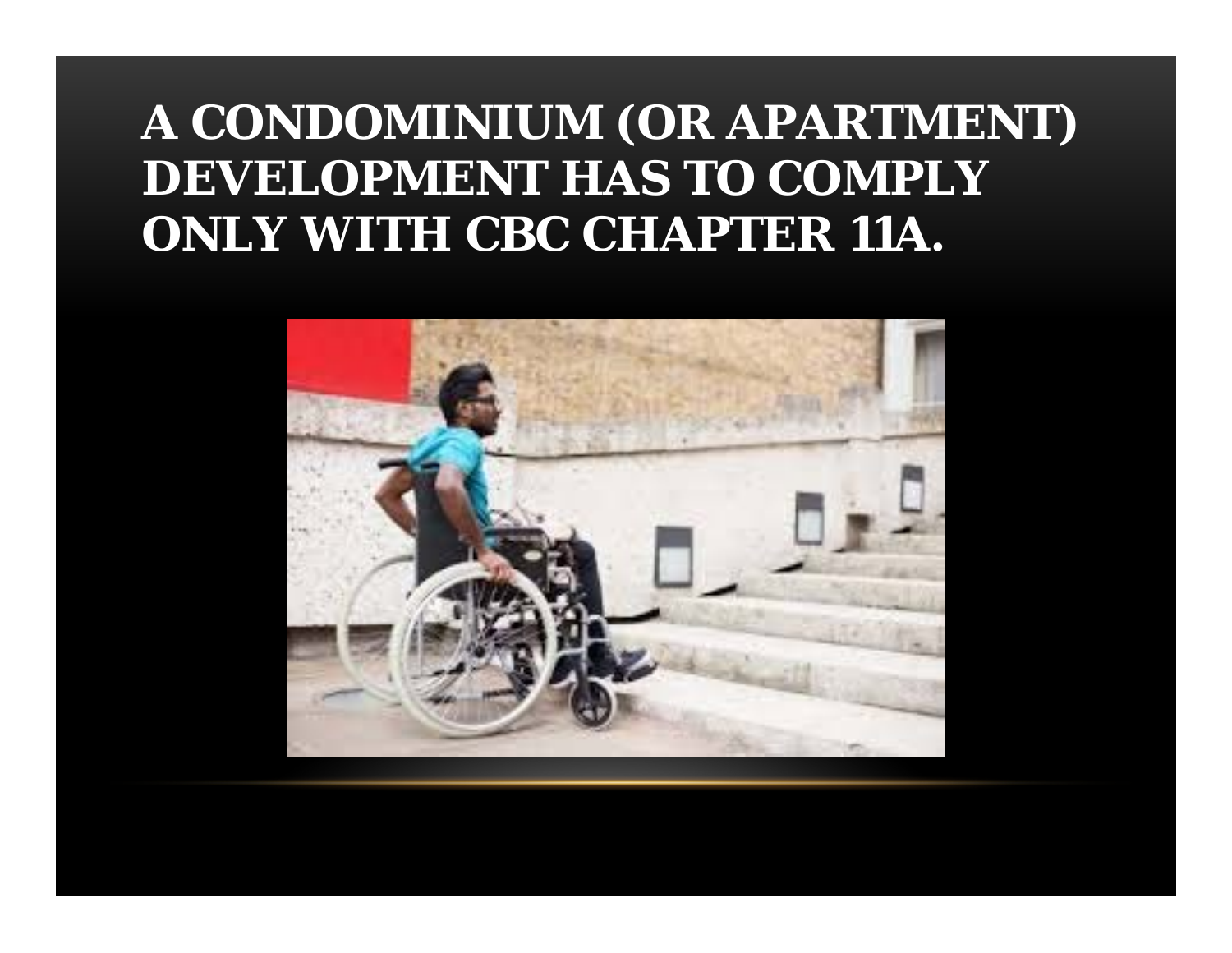# A CONDOMINIUM (OR APARTMENT) DEVELOPMENT HAS TO COMPLY ONLY WITH CBC CHAPTER 11A.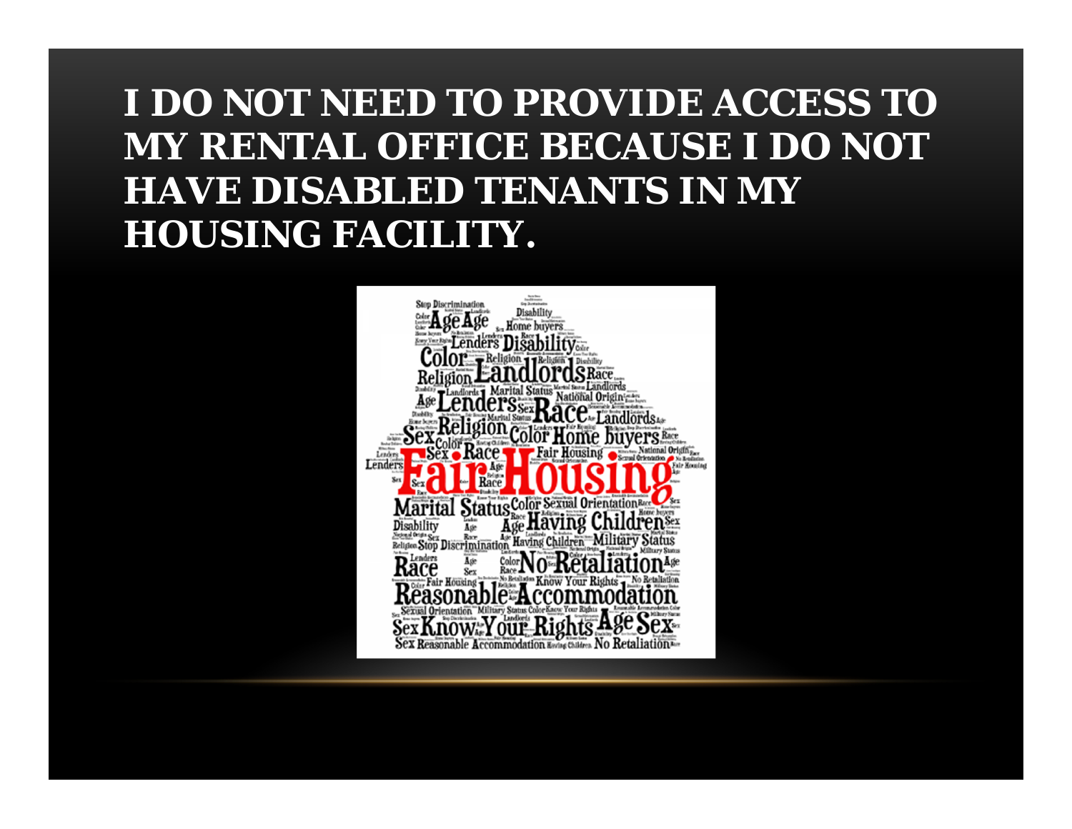# I DO NOT NEED TO PROVIDE ACCESS TO MY RENTAL OFFICE BECAUSE I DO NOT HAVE DISABLED TENANTS IN MY HOUSING FACILITY.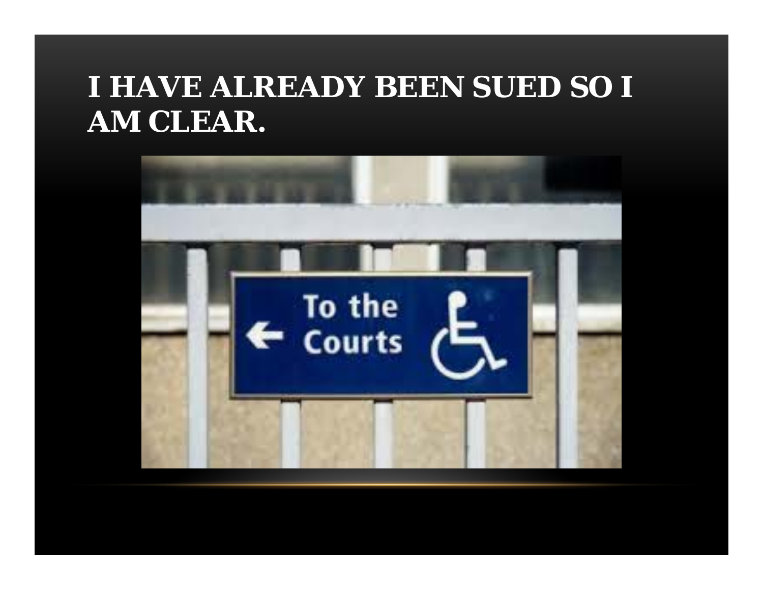# I HAVE ALREADY BEEN SUED SO I AM CLEAR.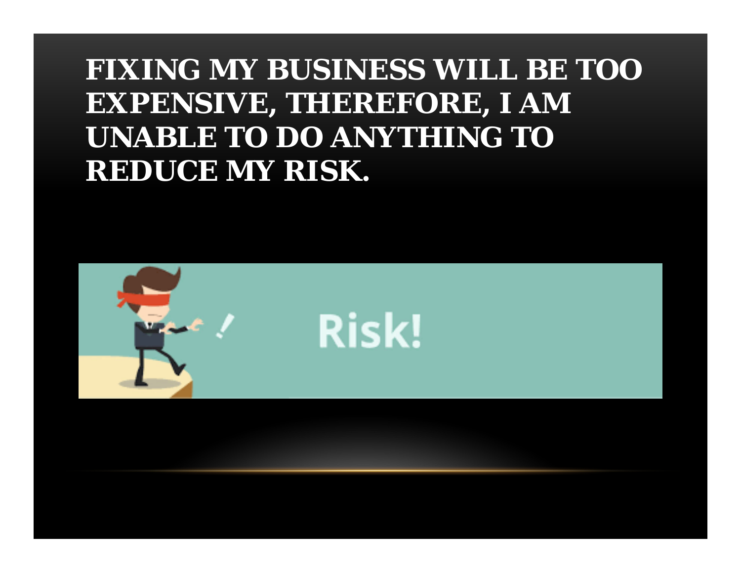# FIXING MY BUSINESS WILL BE TOO EXPENSIVE, THEREFORE, I AM UNABLE TO DO ANYTHING TO REDUCE MY RISK.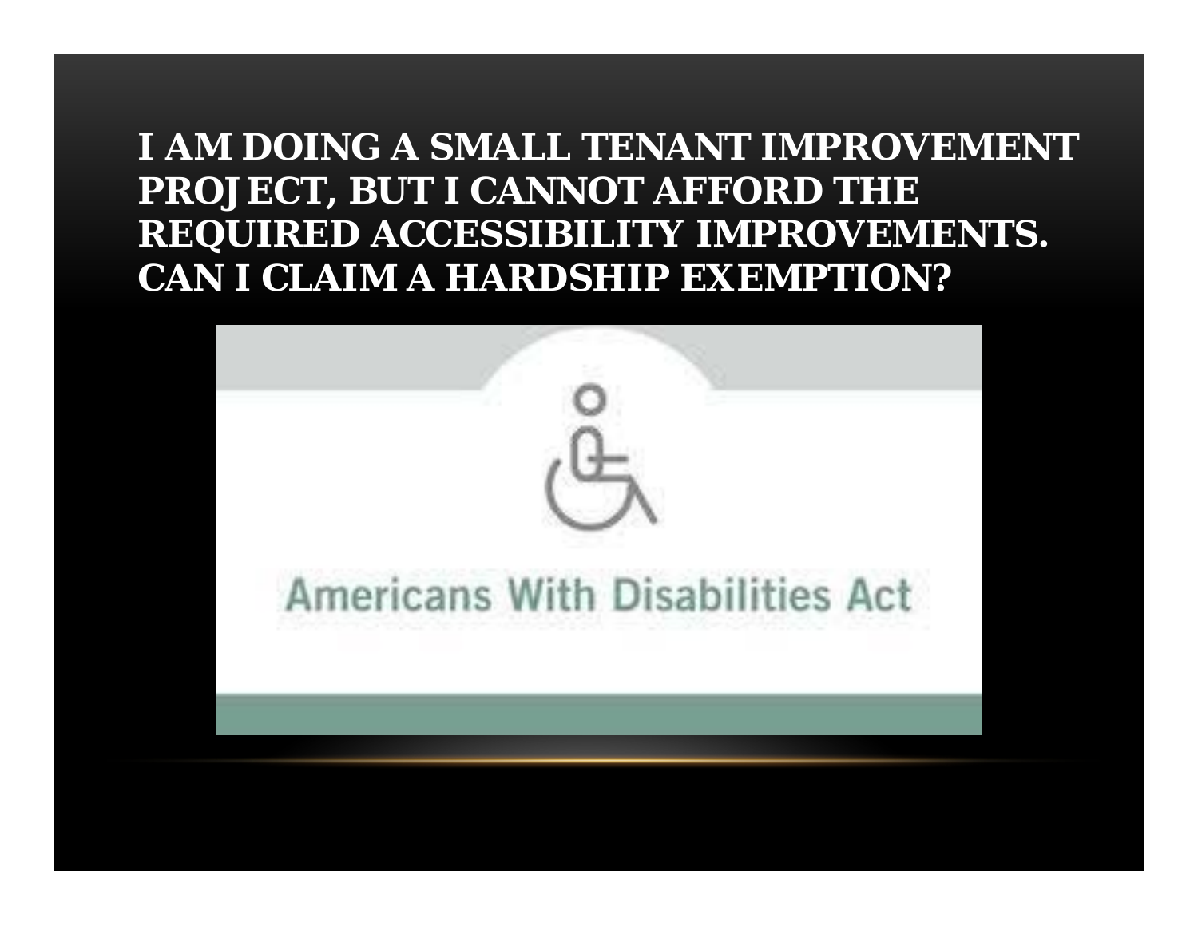# I AM DOING A SMALL TENANT IMPROVEMENT PROJECT, BUT I CANNOT AFFORD THE REQUIRED ACCESSIBILITY IMPROVEMENTS. CAN I CLAIM A HARDSHIP EXEMPTION?

Americans With Disabilities Act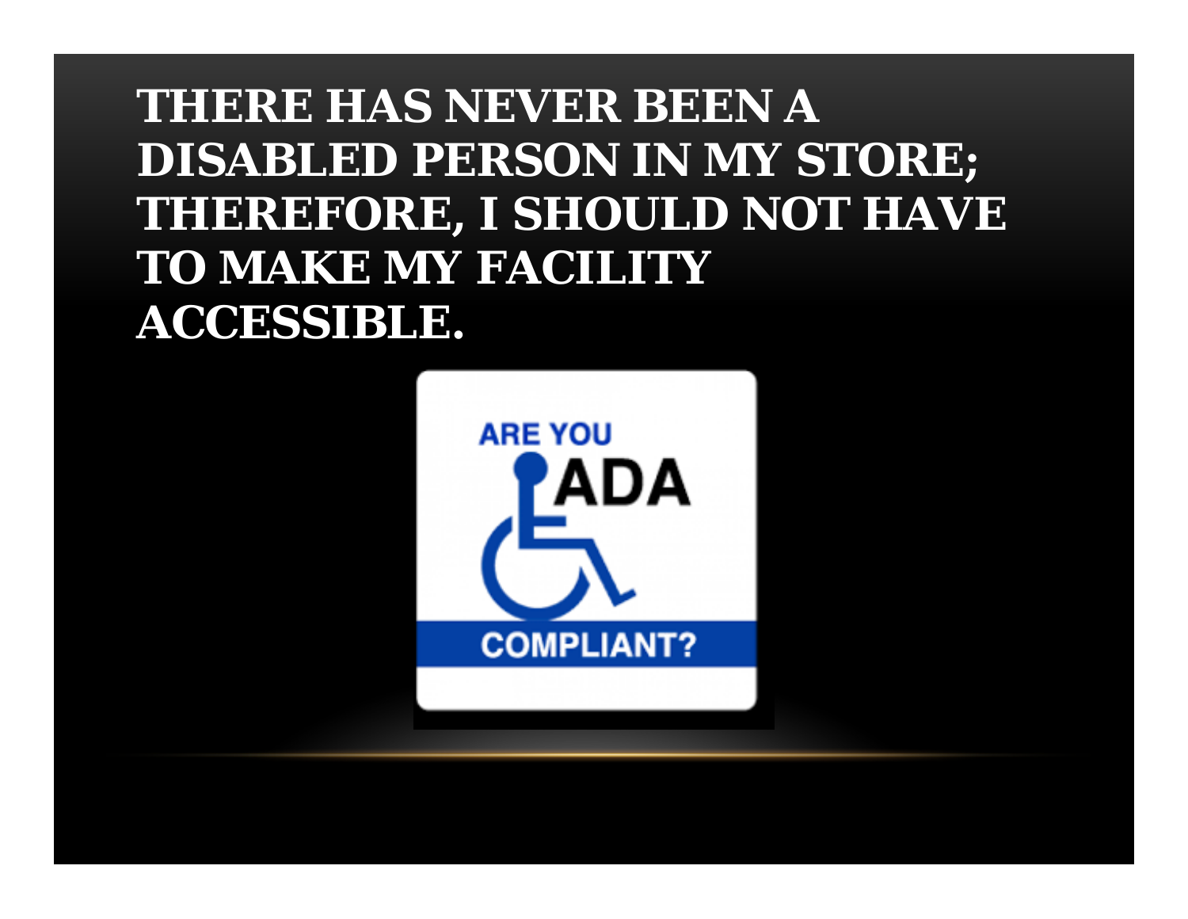# THERE HAS NEVER BEEN A DISABLED PERSON IN MY STORE; THEREFORE, I SHOULD NOT HAVE TO MAKE MY FACILITY ACCESSIBLE.

ARE YOU ADA COMPLIANT?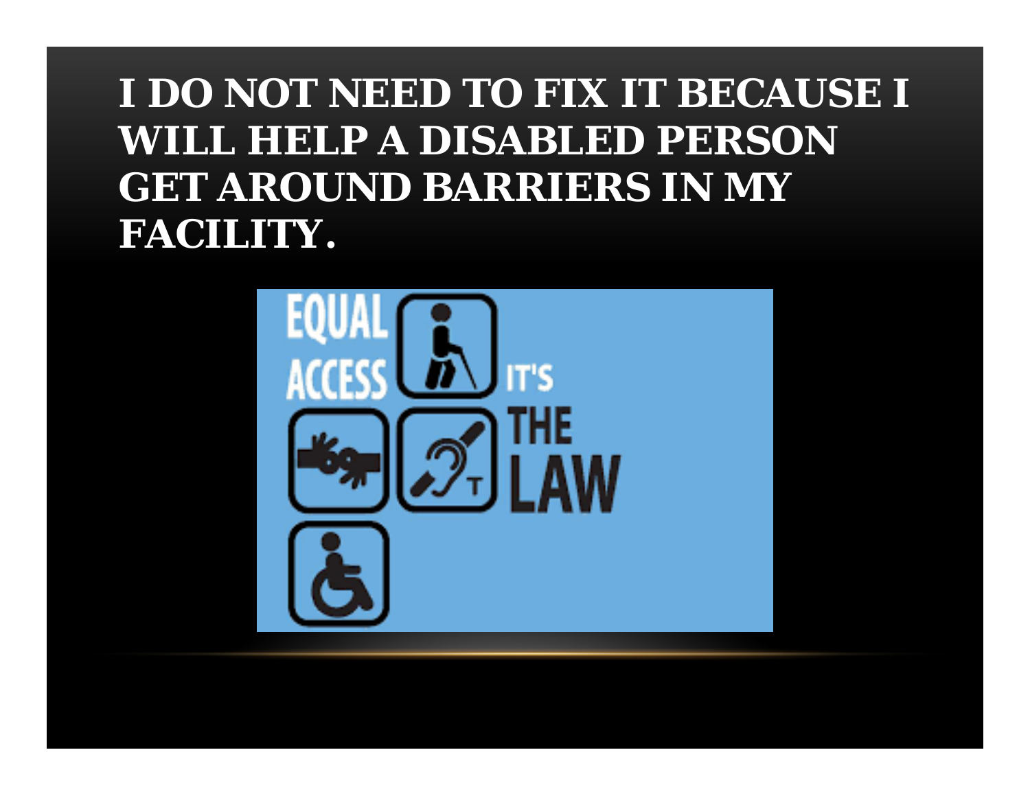# I DO NOT NEED TO FIX IT BECAUSE I WILL HELP A DISABLED PERSON GET AROUND BARRIERS IN MY FACILITY.

EQUAL ACCESS IT'S THE LAW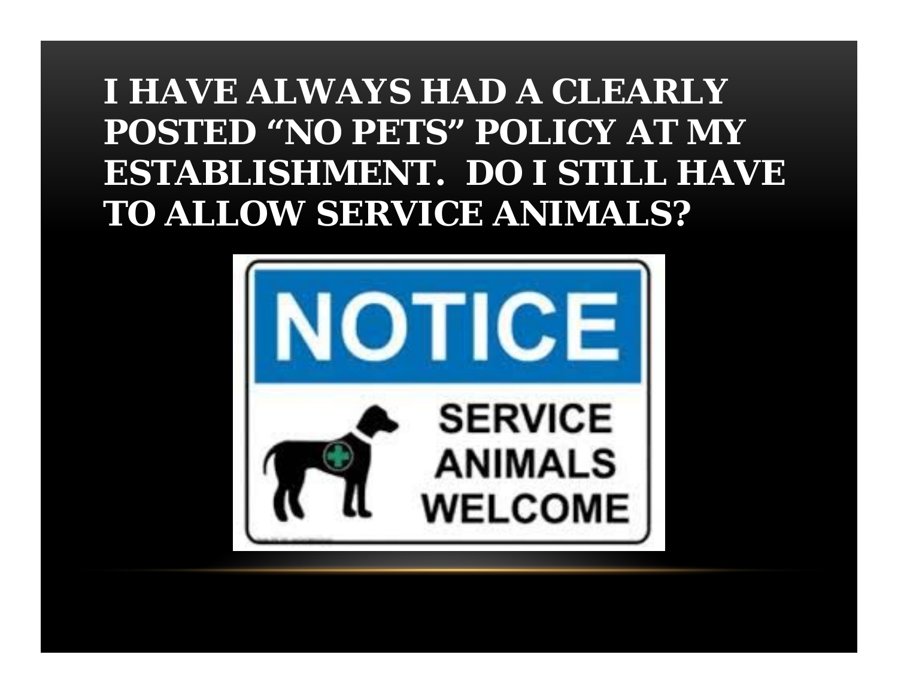# I HAVE ALWAYS HAD A CLEARLY POSTED "NO PETS" POLICY AT MY ESTABLISHMENT. DO I STILL HAVE TO ALLOW SERVICE ANIMALS?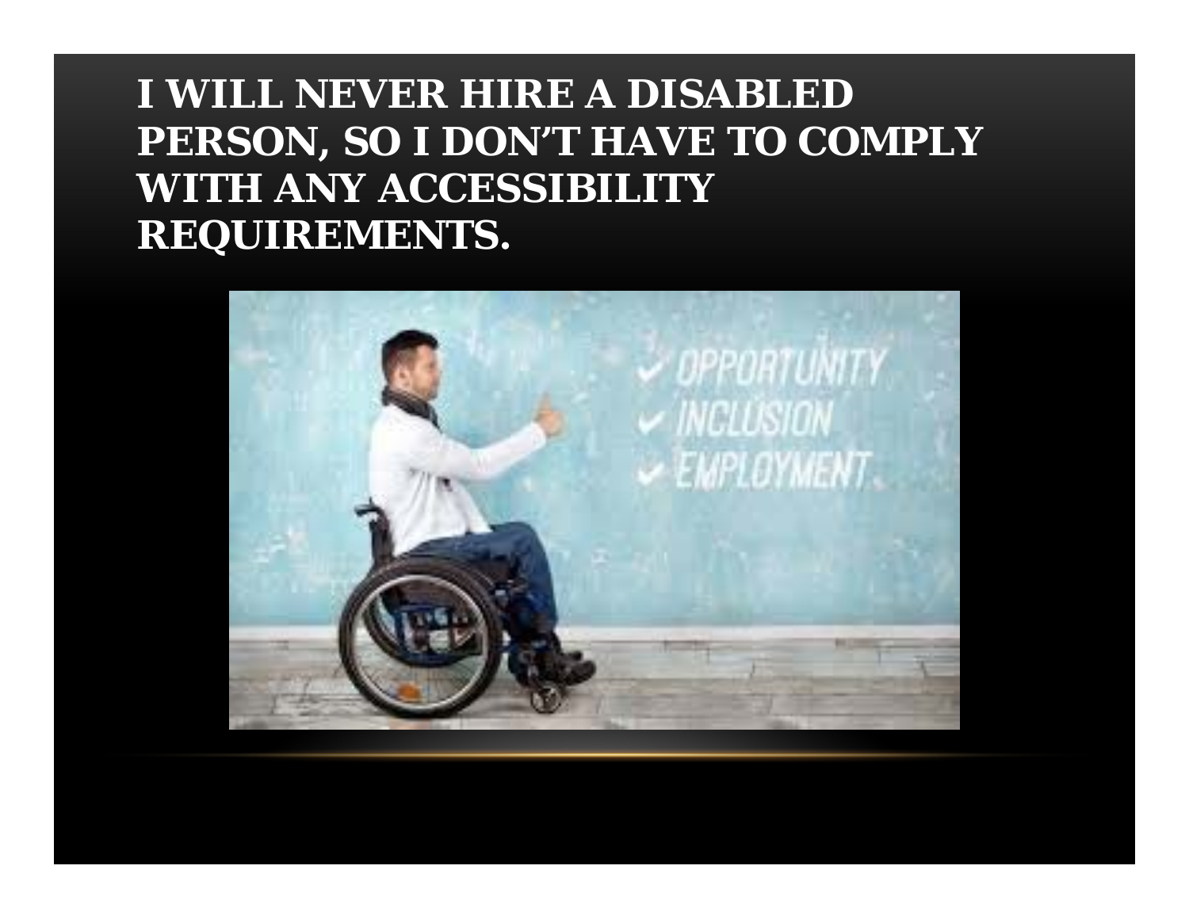# I WILL NEVER HIRE A DISABLED PERSON, SO I DON'T HAVE TO COMPLY WITH ANY ACCESSIBILITY REQUIREMENTS.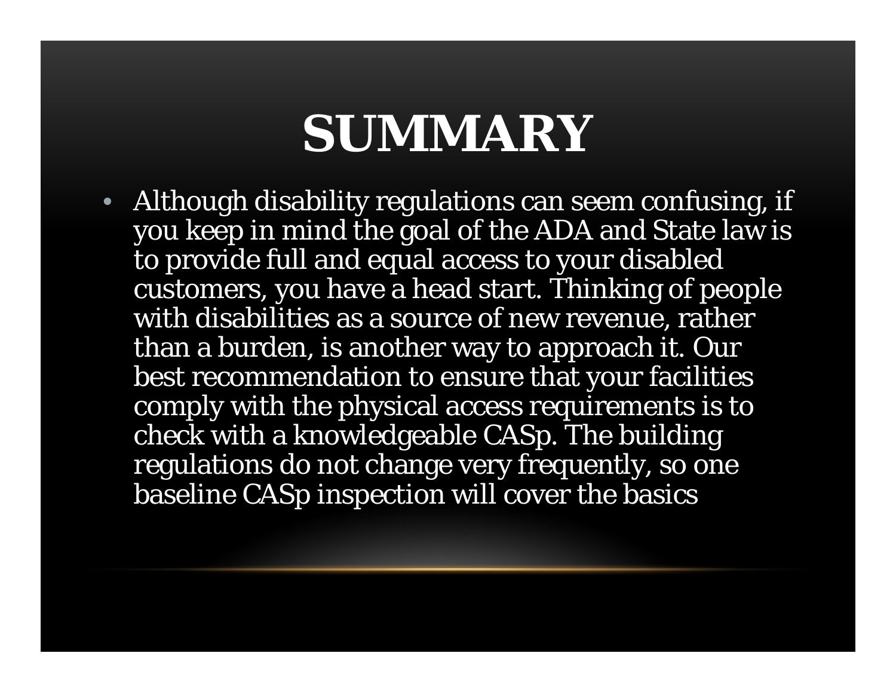# SUMMARY

- Although disability regulations can seem confusing, if you keep in mind the goal of the ADA and State law is to provide full and equal access to your disabled customers, you have a head start. Thinking of people with disabilities as a source of new revenue, rather than a burden, is another way to approach it. Our best recommendation to ensure that your facilities comply with the physical access requirements is to check with a knowledgeable CASp. The building regulations do not change very frequently, so one baseline CASp inspection will cover the basics